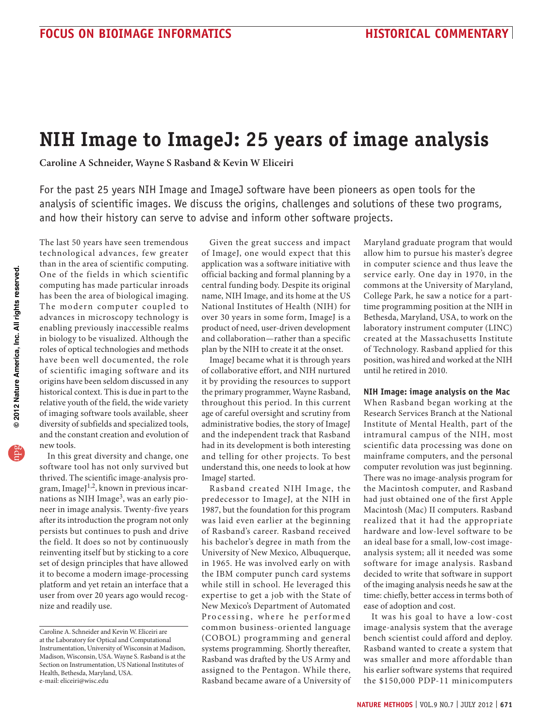# NIH Image to ImageJ: 25 years of image analysis

**Caroline A Schneider, Wayne S Rasband & Kevin W Eliceiri**

For the past 25 years NIH Image and ImageJ software have been pioneers as open tools for the analysis of scientific images. We discuss the origins, challenges and solutions of these two programs, and how their history can serve to advise and inform other software projects.

The last 50 years have seen tremendous technological advances, few greater than in the area of scientific computing. One of the fields in which scientific computing has made particular inroads has been the area of biological imaging. The modern computer coupled to advances in microscopy technology is enabling previously inaccessible realms in biology to be visualized. Although the roles of optical technologies and methods have been well documented, the role of scientific imaging software and its origins have been seldom discussed in any historical context. This is due in part to the relative youth of the field, the wide variety of imaging software tools available, sheer diversity of subfields and specialized tools, and the constant creation and evolution of new tools.

In this great diversity and change, one software tool has not only survived but thrived. The scientific image-analysis program, ImageJ[1,2], known in previous incarnations as NIH Image[3], was an early pioneer in image analysis. Twenty-five years after its introduction the program not only persists but continues to push and drive the field. It does so not by continuously reinventing itself but by sticking to a core set of design principles that have allowed it to become a modern image-processing platform and yet retain an interface that a user from over 20 years ago would recognize and readily use.

Caroline A. Schneider and Kevin W. Eliceiri are at the Laboratory for Optical and Computational Instrumentation, University of Wisconsin at Madison, Madison, Wisconsin, USA. Wayne S. Rasband is at the Section on Instrumentation, US National Institutes of Health, Bethesda, Maryland, USA.
e-mail: eliceiri@wisc.edu

Given the great success and impact of ImageJ, one would expect that this application was a software initiative with official backing and formal planning by a central funding body. Despite its original name, NIH Image, and its home at the US National Institutes of Health (NIH) for over 30 years in some form, ImageJ is a product of need, user-driven development and collaboration—rather than a specific plan by the NIH to create it at the onset.

ImageJ became what it is through years of collaborative effort, and NIH nurtured it by providing the resources to support the primary programmer, Wayne Rasband, throughout this period. In this current age of careful oversight and scrutiny from administrative bodies, the story of ImageJ and the independent track that Rasband had in its development is both interesting and telling for other projects. To best understand this, one needs to look at how ImageJ started.

Rasband created NIH Image, the predecessor to ImageJ, at the NIH in 1987, but the foundation for this program was laid even earlier at the beginning of Rasband's career. Rasband received his bachelor's degree in math from the University of New Mexico, Albuquerque, in 1965. He was involved early on with the IBM computer punch card systems while still in school. He leveraged this expertise to get a job with the State of New Mexico's Department of Automated Processing, where he performed common business-oriented language (COBOL) programming and general systems programming. Shortly thereafter, Rasband was drafted by the US Army and assigned to the Pentagon. While there, Rasband became aware of a University of Maryland graduate program that would allow him to pursue his master's degree in computer science and thus leave the service early. One day in 1970, in the commons at the University of Maryland, College Park, he saw a notice for a part-time programming position at the NIH in Bethesda, Maryland, USA, to work on the laboratory instrument computer (LINC) created at the Massachusetts Institute of Technology. Rasband applied for this position, was hired and worked at the NIH until he retired in 2010.

### NIH Image: image analysis on the Mac

When Rasband began working at the Research Services Branch at the National Institute of Mental Health, part of the intramural campus of the NIH, most scientific data processing was done on mainframe computers, and the personal computer revolution was just beginning. There was no image-analysis program for the Macintosh computer, and Rasband had just obtained one of the first Apple Macintosh (Mac) II computers. Rasband realized that it had the appropriate hardware and low-level software to be an ideal base for a small, low-cost image-analysis system; all it needed was some software for image analysis. Rasband decided to write that software in support of the imaging analysis needs he saw at the time: chiefly, better access in terms both of ease of adoption and cost.

It was his goal to have a low-cost image-analysis system that the average bench scientist could afford and deploy. Rasband wanted to create a system that was smaller and more affordable than his earlier software systems that required the $150,000 PDP-11 minicomputers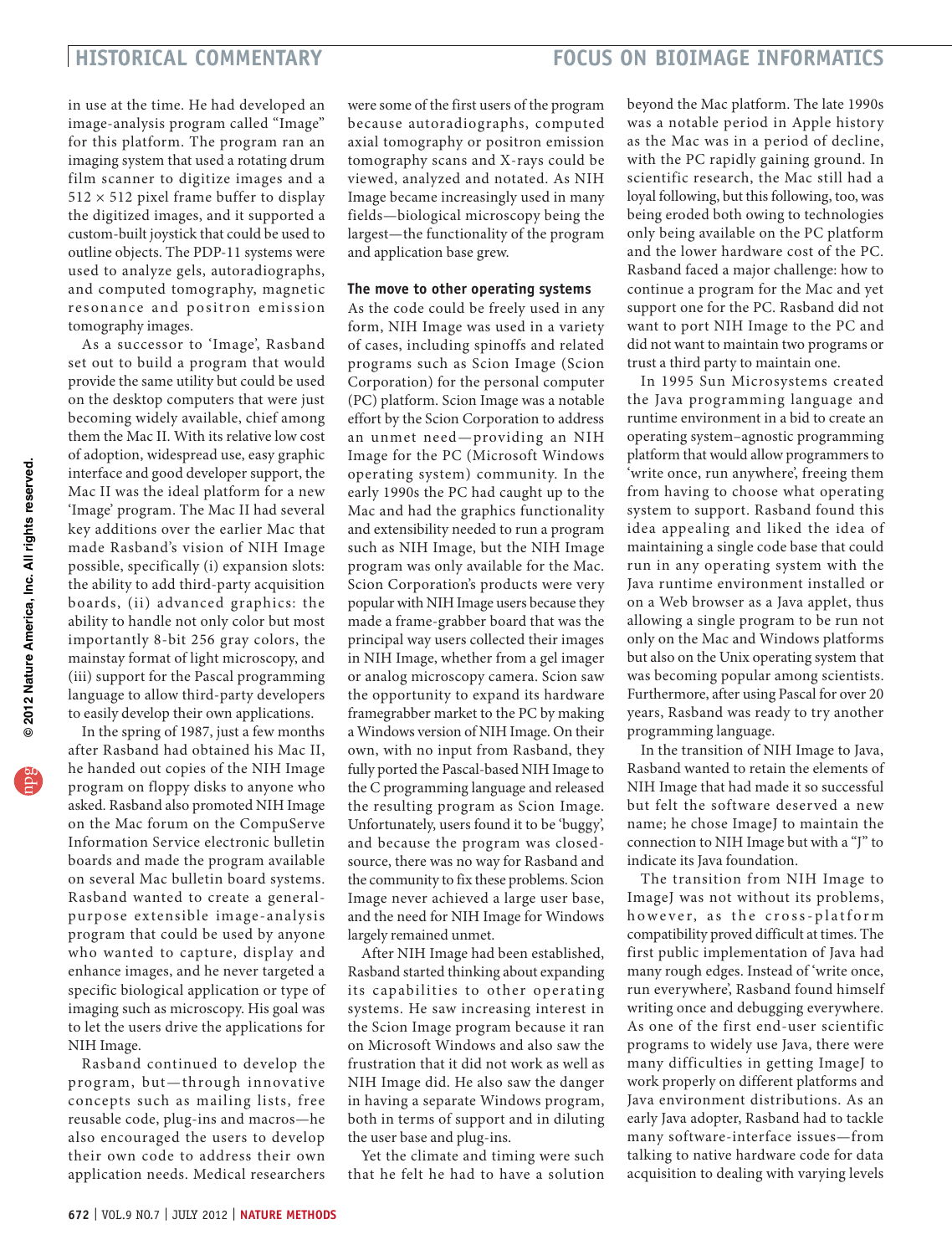in use at the time. He had developed an image-analysis program called "Image" for this platform. The program ran an imaging system that used a rotating drum film scanner to digitize images and a $512 \times 512$ pixel frame buffer to display the digitized images, and it supported a custom-built joystick that could be used to outline objects. The PDP-11 systems were used to analyze gels, autoradiographs, and computed tomography, magnetic resonance and positron emission tomography images.

As a successor to 'Image', Rasband set out to build a program that would provide the same utility but could be used on the desktop computers that were just becoming widely available, chief among them the Mac II. With its relative low cost of adoption, widespread use, easy graphic interface and good developer support, the Mac II was the ideal platform for a new 'Image' program. The Mac II had several key additions over the earlier Mac that made Rasband's vision of NIH Image possible, specifically (i) expansion slots: the ability to add third-party acquisition boards, (ii) advanced graphics: the ability to handle not only color but most importantly 8-bit 256 gray colors, the mainstay format of light microscopy, and (iii) support for the Pascal programming language to allow third-party developers to easily develop their own applications.

In the spring of 1987, just a few months after Rasband had obtained his Mac II, he handed out copies of the NIH Image program on floppy disks to anyone who asked. Rasband also promoted NIH Image on the Mac forum on the CompuServe Information Service electronic bulletin boards and made the program available on several Mac bulletin board systems. Rasband wanted to create a general-purpose extensible image-analysis program that could be used by anyone who wanted to capture, display and enhance images, and he never targeted a specific biological application or type of imaging such as microscopy. His goal was to let the users drive the applications for NIH Image.

Rasband continued to develop the program, but—through innovative concepts such as mailing lists, free reusable code, plug-ins and macros—he also encouraged the users to develop their own code to address their own application needs. Medical researchers were some of the first users of the program because autoradiographs, computed axial tomography or positron emission tomography scans and X-rays could be viewed, analyzed and notated. As NIH Image became increasingly used in many fields—biological microscopy being the largest—the functionality of the program and application base grew.

### The move to other operating systems

As the code could be freely used in any form, NIH Image was used in a variety of cases, including spinoffs and related programs such as Scion Image (Scion Corporation) for the personal computer (PC) platform. Scion Image was a notable effort by the Scion Corporation to address an unmet need—providing an NIH Image for the PC (Microsoft Windows operating system) community. In the early 1990s the PC had caught up to the Mac and had the graphics functionality and extensibility needed to run a program such as NIH Image, but the NIH Image program was only available for the Mac. Scion Corporation's products were very popular with NIH Image users because they made a frame-grabber board that was the principal way users collected their images in NIH Image, whether from a gel imager or analog microscopy camera. Scion saw the opportunity to expand its hardware framegrabber market to the PC by making a Windows version of NIH Image. On their own, with no input from Rasband, they fully ported the Pascal-based NIH Image to the C programming language and released the resulting program as Scion Image. Unfortunately, users found it to be 'buggy', and because the program was closed-source, there was no way for Rasband and the community to fix these problems. Scion Image never achieved a large user base, and the need for NIH Image for Windows largely remained unmet.

After NIH Image had been established, Rasband started thinking about expanding its capabilities to other operating systems. He saw increasing interest in the Scion Image program because it ran on Microsoft Windows and also saw the frustration that it did not work as well as NIH Image did. He also saw the danger in having a separate Windows program, both in terms of support and in diluting the user base and plug-ins.

Yet the climate and timing were such that he felt he had to have a solution beyond the Mac platform. The late 1990s was a notable period in Apple history as the Mac was in a period of decline, with the PC rapidly gaining ground. In scientific research, the Mac still had a loyal following, but this following, too, was being eroded both owing to technologies only being available on the PC platform and the lower hardware cost of the PC. Rasband faced a major challenge: how to continue a program for the Mac and yet support one for the PC. Rasband did not want to port NIH Image to the PC and did not want to maintain two programs or trust a third party to maintain one.

In 1995 Sun Microsystems created the Java programming language and runtime environment in a bid to create an operating system–agnostic programming platform that would allow programmers to 'write once, run anywhere', freeing them from having to choose what operating system to support. Rasband found this idea appealing and liked the idea of maintaining a single code base that could run in any operating system with the Java runtime environment installed or on a Web browser as a Java applet, thus allowing a single program to be run not only on the Mac and Windows platforms but also on the Unix operating system that was becoming popular among scientists. Furthermore, after using Pascal for over 20 years, Rasband was ready to try another programming language.

In the transition of NIH Image to Java, Rasband wanted to retain the elements of NIH Image that had made it so successful but felt the software deserved a new name; he chose ImageJ to maintain the connection to NIH Image but with a "J" to indicate its Java foundation.

The transition from NIH Image to ImageJ was not without its problems, however, as the cross-platform compatibility proved difficult at times. The first public implementation of Java had many rough edges. Instead of 'write once, run everywhere', Rasband found himself writing once and debugging everywhere. As one of the first end-user scientific programs to widely use Java, there were many difficulties in getting ImageJ to work properly on different platforms and Java environment distributions. As an early Java adopter, Rasband had to tackle many software-interface issues—from talking to native hardware code for data acquisition to dealing with varying levels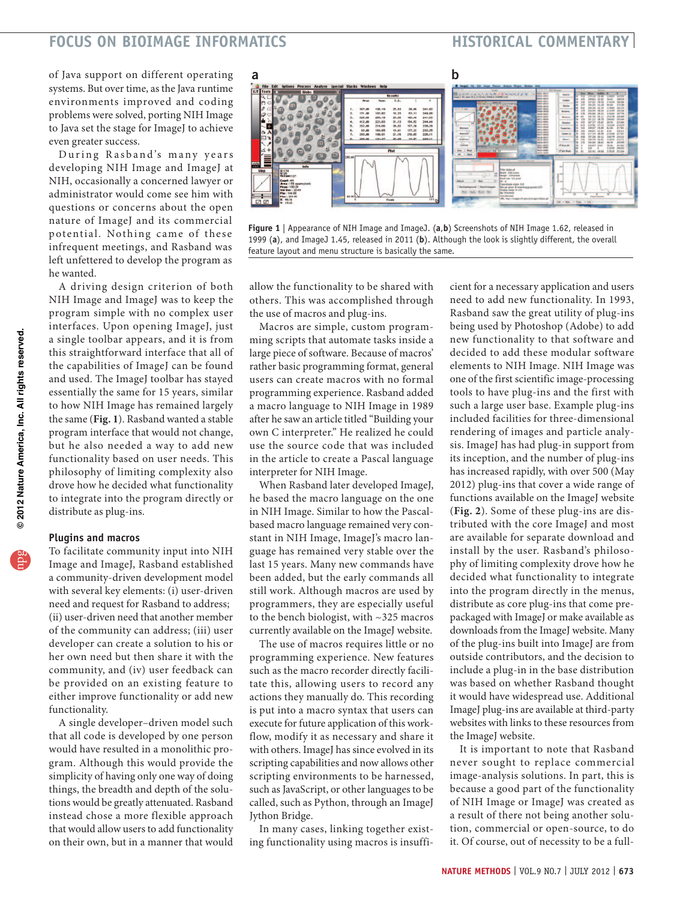of Java support on different operating systems. But over time, as the Java runtime environments improved and coding problems were solved, porting NIH Image to Java set the stage for ImageJ to achieve even greater success.

During Rasband's many years developing NIH Image and ImageJ at NIH, occasionally a concerned lawyer or administrator would come see him with questions or concerns about the open nature of ImageJ and its commercial potential. Nothing came of these infrequent meetings, and Rasband was left unfettered to develop the program as he wanted.

A driving design criterion of both NIH Image and ImageJ was to keep the program simple with no complex user interfaces. Upon opening ImageJ, just a single toolbar appears, and it is from this straightforward interface that all of the capabilities of ImageJ can be found and used. The ImageJ toolbar has stayed essentially the same for 15 years, similar to how NIH Image has remained largely the same (**Fig. 1**). Rasband wanted a stable program interface that would not change, but he also needed a way to add new functionality based on user needs. This philosophy of limiting complexity also drove how he decided what functionality to integrate into the program directly or distribute as plug-ins.

Figure 1 | Appearance of NIH Image and ImageJ. (**a**,**b**) Screenshots of NIH Image 1.62, released in 1999 (**a**), and ImageJ 1.45, released in 2011 (**b**). Although the look is slightly different, the overall feature layout and menu structure is basically the same.

### Plugins and macros

To facilitate community input into NIH Image and ImageJ, Rasband established a community-driven development model with several key elements: (i) user-driven need and request for Rasband to address; (ii) user-driven need that another member of the community can address; (iii) user developer can create a solution to his or her own need but then share it with the community, and (iv) user feedback can be provided on an existing feature to either improve functionality or add new functionality.

A single developer–driven model such that all code is developed by one person would have resulted in a monolithic program. Although this would provide the simplicity of having only one way of doing things, the breadth and depth of the solutions would be greatly attenuated. Rasband instead chose a more flexible approach that would allow users to add functionality on their own, but in a manner that would allow the functionality to be shared with others. This was accomplished through the use of macros and plug-ins.

Macros are simple, custom programming scripts that automate tasks inside a large piece of software. Because of macros' rather basic programming format, general users can create macros with no formal programming experience. Rasband added a macro language to NIH Image in 1989 after he saw an article titled "Building your own C interpreter." He realized he could use the source code that was included in the article to create a Pascal language interpreter for NIH Image.

When Rasband later developed ImageJ, he based the macro language on the one in NIH Image. Similar to how the Pascal-based macro language remained very constant in NIH Image, ImageJ's macro language has remained very stable over the last 15 years. Many new commands have been added, but the early commands all still work. Although macros are used by programmers, they are especially useful to the bench biologist, with ~325 macros currently available on the ImageJ website.

The use of macros requires little or no programming experience. New features such as the macro recorder directly facilitate this, allowing users to record any actions they manually do. This recording is put into a macro syntax that users can execute for future application of this workflow, modify it as necessary and share it with others. ImageJ has since evolved in its scripting capabilities and now allows other scripting environments to be harnessed, such as JavaScript, or other languages to be called, such as Python, through an ImageJ Jython Bridge.

In many cases, linking together existing functionality using macros is insufficient for a necessary application and users need to add new functionality. In 1993, Rasband saw the great utility of plug-ins being used by Photoshop (Adobe) to add new functionality to that software and decided to add these modular software elements to NIH Image. NIH Image was one of the first scientific image-processing tools to have plug-ins and the first with such a large user base. Example plug-ins included facilities for three-dimensional rendering of images and particle analysis. ImageJ has had plug-in support from its inception, and the number of plug-ins has increased rapidly, with over 500 (May 2012) plug-ins that cover a wide range of functions available on the ImageJ website (**Fig. 2**). Some of these plug-ins are distributed with the core ImageJ and most are available for separate download and install by the user. Rasband's philosophy of limiting complexity drove how he decided what functionality to integrate into the program directly in the menus, distribute as core plug-ins that come prepackaged with ImageJ or make available as downloads from the ImageJ website. Many of the plug-ins built into ImageJ are from outside contributors, and the decision to include a plug-in in the base distribution was based on whether Rasband thought it would have widespread use. Additional ImageJ plug-ins are available at third-party websites with links to these resources from the ImageJ website.

It is important to note that Rasband never sought to replace commercial image-analysis solutions. In part, this is because a good part of the functionality of NIH Image or ImageJ was created as a result of there not being another solution, commercial or open-source, to do it. Of course, out of necessity to be a full-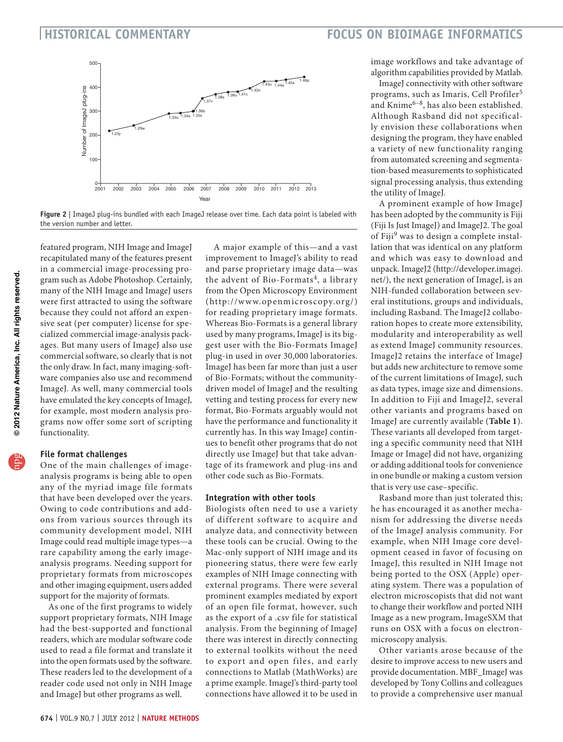500
400
300
200
100
0
Number of ImageJ plug-ins
2001 2002 2003 2004 2005 2006 2007 2008 2009 2010 2011 2012 2013
Year
1.23y
1.29w
1.33u 1.34s 1.35s
1.36b
1.37v
1.38x
1.39u 1.41c
1.42n
1.43u 1.44o
1.45s
1.46p

**Figure 2** | ImageJ plug-ins bundled with each ImageJ release over time. Each data point is labeled with the version number and letter.

featured program, NIH Image and ImageJ recapitulated many of the features present in a commercial image-processing program such as Adobe Photoshop. Certainly, many of the NIH Image and ImageJ users were first attracted to using the software because they could not afford an expensive seat (per computer) license for specialized commercial image-analysis packages. But many users of ImageJ also use commercial software, so clearly that is not the only draw. In fact, many imaging-software companies also use and recommend ImageJ. As well, many commercial tools have emulated the key concepts of ImageJ, for example, most modern analysis programs now offer some sort of scripting functionality.

### File format challenges

One of the main challenges of image-analysis programs is being able to open any of the myriad image file formats that have been developed over the years. Owing to code contributions and add-ons from various sources through its community development model, NIH Image could read multiple image types—a rare capability among the early image-analysis programs. Needing support for proprietary formats from microscopes and other imaging equipment, users added support for the majority of formats.

As one of the first programs to widely support proprietary formats, NIH Image had the best-supported and functional readers, which are modular software code used to read a file format and translate it into the open formats used by the software. These readers led to the development of a reader code used not only in NIH Image and ImageJ but other programs as well.

A major example of this—and a vast improvement to ImageJ's ability to read and parse proprietary image data—was the advent of Bio-Formats[4], a library from the Open Microscopy Environment (http://www.openmicroscopy.org/) for reading proprietary image formats. Whereas Bio-Formats is a general library used by many programs, ImageJ is its biggest user with the Bio-Formats ImageJ plug-in used in over 30,000 laboratories. ImageJ has been far more than just a user of Bio-Formats; without the community-driven model of ImageJ and the resulting vetting and testing process for every new format, Bio-Formats arguably would not have the performance and functionality it currently has. In this way ImageJ continues to benefit other programs that do not directly use ImageJ but that take advantage of its framework and plug-ins and other code such as Bio-Formats.

### Integration with other tools

Biologists often need to use a variety of different software to acquire and analyze data, and connectivity between these tools can be crucial. Owing to the Mac-only support of NIH image and its pioneering status, there were few early examples of NIH Image connecting with external programs. There were several prominent examples mediated by export of an open file format, however, such as the export of a .csv file for statistical analysis. From the beginning of ImageJ there was interest in directly connecting to external toolkits without the need to export and open files, and early connections to Matlab (MathWorks) are a prime example. ImageJ's third-party tool connections have allowed it to be used in image workflows and take advantage of algorithm capabilities provided by Matlab.

ImageJ connectivity with other software programs, such as Imaris, Cell Profiler[5] and Knime[6–8], has also been established. Although Rasband did not specifically envision these collaborations when designing the program, they have enabled a variety of new functionality ranging from automated screening and segmentation-based measurements to sophisticated signal processing analysis, thus extending the utility of ImageJ.

A prominent example of how ImageJ has been adopted by the community is Fiji (Fiji Is Just ImageJ) and ImageJ2. The goal of Fiji[9] was to design a complete installation that was identical on any platform and which was easy to download and unpack. ImageJ2 (http://developer.imagej.net/), the next generation of ImageJ, is an NIH-funded collaboration between several institutions, groups and individuals, including Rasband. The ImageJ2 collaboration hopes to create more extensibility, modularity and interoperability as well as extend ImageJ community resources. ImageJ2 retains the interface of ImageJ but adds new architecture to remove some of the current limitations of ImageJ, such as data types, image size and dimensions. In addition to Fiji and ImageJ2, several other variants and programs based on ImageJ are currently available (**Table 1**). These variants all developed from targeting a specific community need that NIH Image or ImageJ did not have, organizing or adding additional tools for convenience in one bundle or making a custom version that is very use case–specific.

Rasband more than just tolerated this; he has encouraged it as another mechanism for addressing the diverse needs of the ImageJ analysis community. For example, when NIH Image core development ceased in favor of focusing on ImageJ, this resulted in NIH Image not being ported to the OSX (Apple) operating system. There was a population of electron microscopists that did not want to change their workflow and ported NIH Image as a new program, ImageSXM that runs on OSX with a focus on electron-microscopy analysis.

Other variants arose because of the desire to improve access to new users and provide documentation. MBF_ImageJ was developed by Tony Collins and colleagues to provide a comprehensive user manual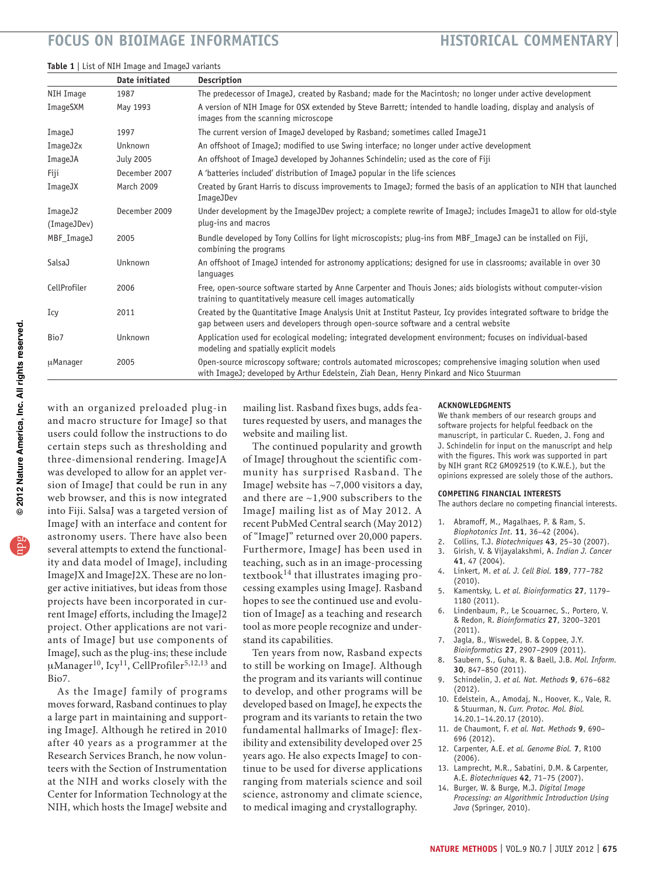**Table 1** | List of NIH Image and ImageJ variants

| | Date initiated | Description |
|---|---|---|
| NIH Image | 1987 | The predecessor of ImageJ, created by Rasband; made for the Macintosh; no longer under active development |
| ImageSXM | May 1993 | A version of NIH Image for OSX extended by Steve Barrett; intended to handle loading, display and analysis of images from the scanning microscope |
| ImageJ | 1997 | The current version of ImageJ developed by Rasband; sometimes called ImageJ1 |
| ImageJ2x | Unknown | An offshoot of ImageJ; modified to use Swing interface; no longer under active development |
| ImageJA | July 2005 | An offshoot of ImageJ developed by Johannes Schindelin; used as the core of Fiji |
| Fiji | December 2007 | A 'batteries included' distribution of ImageJ popular in the life sciences |
| ImageJX | March 2009 | Created by Grant Harris to discuss improvements to ImageJ; formed the basis of an application to NIH that launched ImageJDev |
| ImageJ2 (ImageJDev) | December 2009 | Under development by the ImageJDev project; a complete rewrite of ImageJ; includes ImageJ1 to allow for old-style plug-ins and macros |
| MBF_ImageJ | 2005 | Bundle developed by Tony Collins for light microscopists; plug-ins from MBF_ImageJ can be installed on Fiji, combining the programs |
| SalsaJ | Unknown | An offshoot of ImageJ intended for astronomy applications; designed for use in classrooms; available in over 30 languages |
| CellProfiler | 2006 | Free, open-source software started by Anne Carpenter and Thouis Jones; aids biologists without computer-vision training to quantitatively measure cell images automatically |
| Icy | 2011 | Created by the Quantitative Image Analysis Unit at Institut Pasteur, Icy provides integrated software to bridge the gap between users and developers through open-source software and a central website |
| Bio7 | Unknown | Application used for ecological modeling; integrated development environment; focuses on individual-based modeling and spatially explicit models |
| μManager | 2005 | Open-source microscopy software; controls automated microscopes; comprehensive imaging solution when used with ImageJ; developed by Arthur Edelstein, Ziah Dean, Henry Pinkard and Nico Stuurman |

with an organized preloaded plug-in and macro structure for ImageJ so that users could follow the instructions to do certain steps such as thresholding and three-dimensional rendering. ImageJA was developed to allow for an applet version of ImageJ that could be run in any web browser, and this is now integrated into Fiji. SalsaJ was a targeted version of ImageJ with an interface and content for astronomy users. There have also been several attempts to extend the functionality and data model of ImageJ, including ImageJX and ImageJ2X. These are no longer active initiatives, but ideas from those projects have been incorporated in current ImageJ efforts, including the ImageJ2 project. Other applications are not variants of ImageJ but use components of ImageJ, such as the plug-ins; these include μManager[10], Icy[11], CellProfiler[5,12,13] and Bio7.

As the ImageJ family of programs moves forward, Rasband continues to play a large part in maintaining and supporting ImageJ. Although he retired in 2010 after 40 years as a programmer at the Research Services Branch, he now volunteers with the Section of Instrumentation at the NIH and works closely with the Center for Information Technology at the NIH, which hosts the ImageJ website and mailing list. Rasband fixes bugs, adds features requested by users, and manages the website and mailing list.

The continued popularity and growth of ImageJ throughout the scientific community has surprised Rasband. The ImageJ website has ~7,000 visitors a day, and there are ~1,900 subscribers to the ImageJ mailing list as of May 2012. A recent PubMed Central search (May 2012) of "ImageJ" returned over 20,000 papers. Furthermore, ImageJ has been used in teaching, such as in an image-processing textbook[14] that illustrates imaging processing examples using ImageJ. Rasband hopes to see the continued use and evolution of ImageJ as a teaching and research tool as more people recognize and understand its capabilities.

Ten years from now, Rasband expects to still be working on ImageJ. Although the program and its variants will continue to develop, and other programs will be developed based on ImageJ, he expects the program and its variants to retain the two fundamental hallmarks of ImageJ: flexibility and extensibility developed over 25 years ago. He also expects ImageJ to continue to be used for diverse applications ranging from materials science and soil science, astronomy and climate science, to medical imaging and crystallography.

#### ACKNOWLEDGMENTS

We thank members of our research groups and software projects for helpful feedback on the manuscript, in particular C. Rueden, J. Fong and J. Schindelin for input on the manuscript and help with the figures. This work was supported in part by NIH grant RC2 GM092519 (to K.W.E.), but the opinions expressed are solely those of the authors.

#### COMPETING FINANCIAL INTERESTS

The authors declare no competing financial interests.

1. Abramoff, M., Magalhaes, P. & Ram, S. *Biophotonics Int.* **11**, 36–42 (2004).
2. Collins, T.J. *Biotechniques* **43**, 25–30 (2007).
3. Girish, V. & Vijayalakshmi, A. *Indian J. Cancer* **41**, 47 (2004).
4. Linkert, M. *et al. J. Cell Biol.* **189**, 777–782 (2010).
5. Kamentsky, L. *et al. Bioinformatics* **27**, 1179–1180 (2011).
6. Lindenbaum, P., Le Scouarnec, S., Portero, V. & Redon, R. *Bioinformatics* **27**, 3200–3201 (2011).
7. Jagla, B., Wiswedel, B. & Coppee, J.Y. *Bioinformatics* **27**, 2907–2909 (2011).
8. Saubern, S., Guha, R. & Baell, J.B. *Mol. Inform.* **30**, 847–850 (2011).
9. Schindelin, J. *et al. Nat. Methods* **9**, 676–682 (2012).
10. Edelstein, A., Amodaj, N., Hoover, K., Vale, R. & Stuurman, N. *Curr. Protoc. Mol. Biol.* 14.20.1–14.20.17 (2010).
11. de Chaumont, F. *et al. Nat. Methods* **9**, 690–696 (2012).
12. Carpenter, A.E. *et al. Genome Biol.* **7**, R100 (2006).
13. Lamprecht, M.R., Sabatini, D.M. & Carpenter, A.E. *Biotechniques* **42**, 71–75 (2007).
14. Burger, W. & Burge, M.J. *Digital Image Processing: an Algorithmic Introduction Using Java* (Springer, 2010).